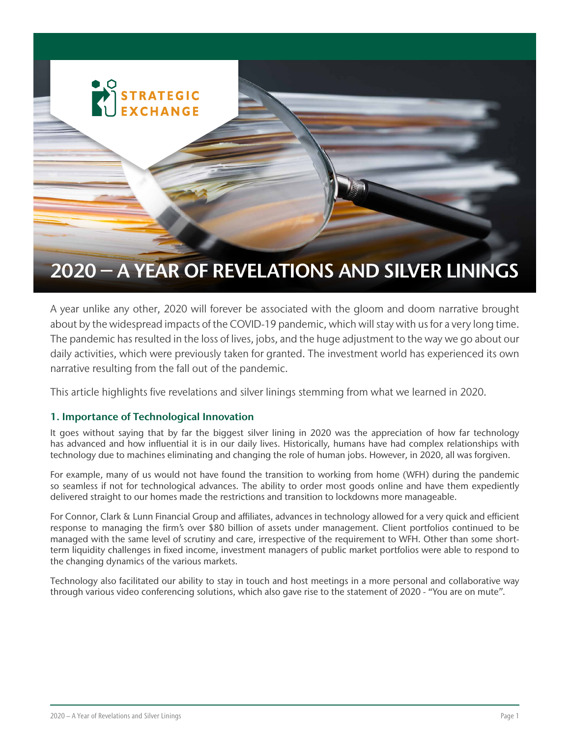STRATEGIC EXCHANGE

# 2020 – A YEAR OF REVELATIONS AND SILVER LININGS

A year unlike any other, 2020 will forever be associated with the gloom and doom narrative brought about by the widespread impacts of the COVID-19 pandemic, which will stay with us for a very long time. The pandemic has resulted in the loss of lives, jobs, and the huge adjustment to the way we go about our daily activities, which were previously taken for granted. The investment world has experienced its own narrative resulting from the fall out of the pandemic.

This article highlights five revelations and silver linings stemming from what we learned in 2020.

## 1. Importance of Technological Innovation

It goes without saying that by far the biggest silver lining in 2020 was the appreciation of how far technology has advanced and how influential it is in our daily lives. Historically, humans have had complex relationships with technology due to machines eliminating and changing the role of human jobs. However, in 2020, all was forgiven.

For example, many of us would not have found the transition to working from home (WFH) during the pandemic so seamless if not for technological advances. The ability to order most goods online and have them expediently delivered straight to our homes made the restrictions and transition to lockdowns more manageable.

For Connor, Clark & Lunn Financial Group and affiliates, advances in technology allowed for a very quick and efficient response to managing the firm's over $80 billion of assets under management. Client portfolios continued to be managed with the same level of scrutiny and care, irrespective of the requirement to WFH. Other than some short-term liquidity challenges in fixed income, investment managers of public market portfolios were able to respond to the changing dynamics of the various markets.

Technology also facilitated our ability to stay in touch and host meetings in a more personal and collaborative way through various video conferencing solutions, which also gave rise to the statement of 2020 - "You are on mute".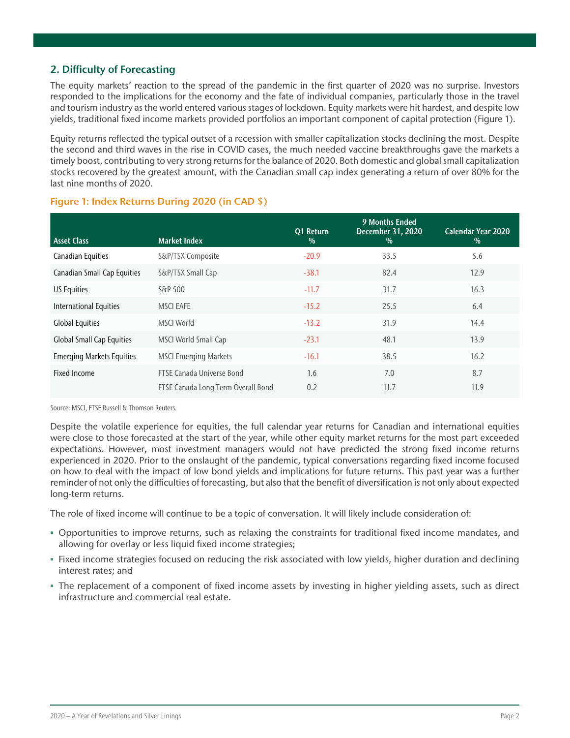## 2. Difficulty of Forecasting

The equity markets' reaction to the spread of the pandemic in the first quarter of 2020 was no surprise. Investors responded to the implications for the economy and the fate of individual companies, particularly those in the travel and tourism industry as the world entered various stages of lockdown. Equity markets were hit hardest, and despite low yields, traditional fixed income markets provided portfolios an important component of capital protection (Figure 1).

Equity returns reflected the typical outset of a recession with smaller capitalization stocks declining the most. Despite the second and third waves in the rise in COVID cases, the much needed vaccine breakthroughs gave the markets a timely boost, contributing to very strong returns for the balance of 2020. Both domestic and global small capitalization stocks recovered by the greatest amount, with the Canadian small cap index generating a return of over 80% for the last nine months of 2020.

### Figure 1: Index Returns During 2020 (in CAD $)

| Asset Class | Market Index | Q1 Return % | 9 Months Ended December 31, 2020 % | Calendar Year 2020 % |
|---|---|---|---|---|
| Canadian Equities | S&P/TSX Composite | -20.9 | 33.5 | 5.6 |
| Canadian Small Cap Equities | S&P/TSX Small Cap | -38.1 | 82.4 | 12.9 |
| US Equities | S&P 500 | -11.7 | 31.7 | 16.3 |
| International Equities | MSCI EAFE | -15.2 | 25.5 | 6.4 |
| Global Equities | MSCI World | -13.2 | 31.9 | 14.4 |
| Global Small Cap Equities | MSCI World Small Cap | -23.1 | 48.1 | 13.9 |
| Emerging Markets Equities | MSCI Emerging Markets | -16.1 | 38.5 | 16.2 |
| Fixed Income | FTSE Canada Universe Bond | 1.6 | 7.0 | 8.7 |
| | FTSE Canada Long Term Overall Bond | 0.2 | 11.7 | 11.9 |

Source: MSCI, FTSE Russell & Thomson Reuters.

Despite the volatile experience for equities, the full calendar year returns for Canadian and international equities were close to those forecasted at the start of the year, while other equity market returns for the most part exceeded expectations. However, most investment managers would not have predicted the strong fixed income returns experienced in 2020. Prior to the onslaught of the pandemic, typical conversations regarding fixed income focused on how to deal with the impact of low bond yields and implications for future returns. This past year was a further reminder of not only the difficulties of forecasting, but also that the benefit of diversification is not only about expected long-term returns.

The role of fixed income will continue to be a topic of conversation. It will likely include consideration of:

- Opportunities to improve returns, such as relaxing the constraints for traditional fixed income mandates, and allowing for overlay or less liquid fixed income strategies;
- Fixed income strategies focused on reducing the risk associated with low yields, higher duration and declining interest rates; and
- The replacement of a component of fixed income assets by investing in higher yielding assets, such as direct infrastructure and commercial real estate.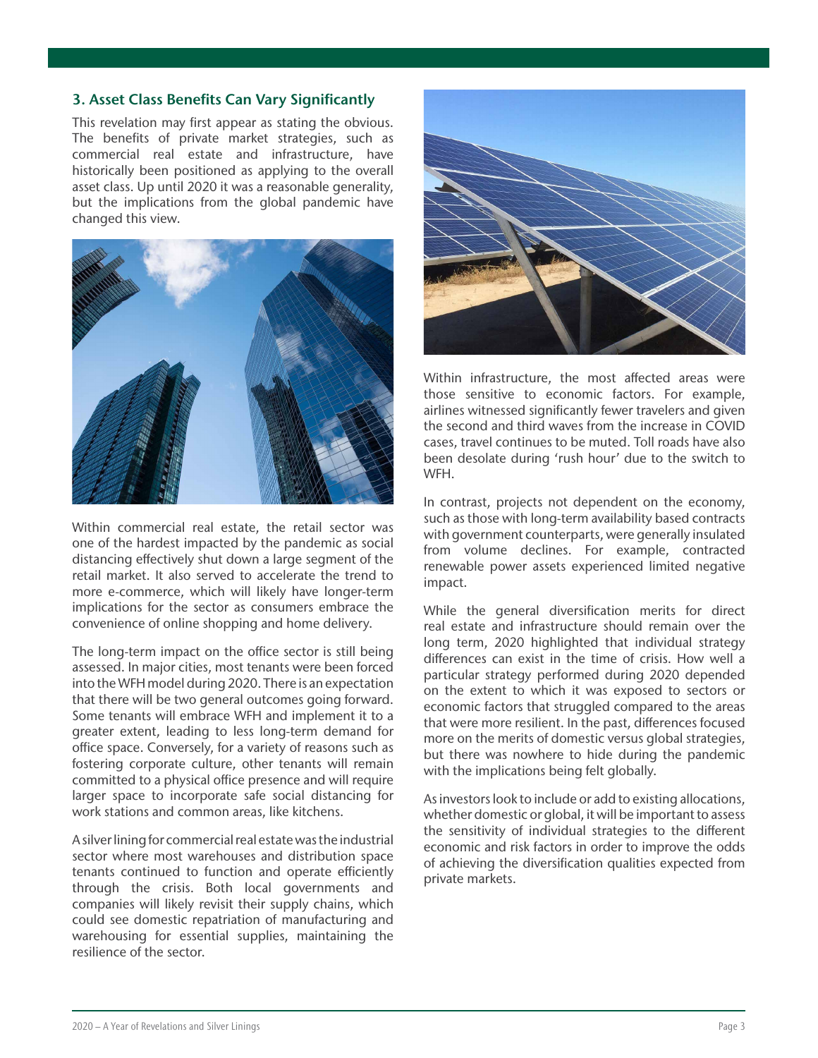### 3. Asset Class Benefits Can Vary Significantly

This revelation may first appear as stating the obvious. The benefits of private market strategies, such as commercial real estate and infrastructure, have historically been positioned as applying to the overall asset class. Up until 2020 it was a reasonable generality, but the implications from the global pandemic have changed this view.

Within commercial real estate, the retail sector was one of the hardest impacted by the pandemic as social distancing effectively shut down a large segment of the retail market. It also served to accelerate the trend to more e-commerce, which will likely have longer-term implications for the sector as consumers embrace the convenience of online shopping and home delivery.

The long-term impact on the office sector is still being assessed. In major cities, most tenants were been forced into the WFH model during 2020. There is an expectation that there will be two general outcomes going forward. Some tenants will embrace WFH and implement it to a greater extent, leading to less long-term demand for office space. Conversely, for a variety of reasons such as fostering corporate culture, other tenants will remain committed to a physical office presence and will require larger space to incorporate safe social distancing for work stations and common areas, like kitchens.

A silver lining for commercial real estate was the industrial sector where most warehouses and distribution space tenants continued to function and operate efficiently through the crisis. Both local governments and companies will likely revisit their supply chains, which could see domestic repatriation of manufacturing and warehousing for essential supplies, maintaining the resilience of the sector.

Within infrastructure, the most affected areas were those sensitive to economic factors. For example, airlines witnessed significantly fewer travelers and given the second and third waves from the increase in COVID cases, travel continues to be muted. Toll roads have also been desolate during 'rush hour' due to the switch to WFH.

In contrast, projects not dependent on the economy, such as those with long-term availability based contracts with government counterparts, were generally insulated from volume declines. For example, contracted renewable power assets experienced limited negative impact.

While the general diversification merits for direct real estate and infrastructure should remain over the long term, 2020 highlighted that individual strategy differences can exist in the time of crisis. How well a particular strategy performed during 2020 depended on the extent to which it was exposed to sectors or economic factors that struggled compared to the areas that were more resilient. In the past, differences focused more on the merits of domestic versus global strategies, but there was nowhere to hide during the pandemic with the implications being felt globally.

As investors look to include or add to existing allocations, whether domestic or global, it will be important to assess the sensitivity of individual strategies to the different economic and risk factors in order to improve the odds of achieving the diversification qualities expected from private markets.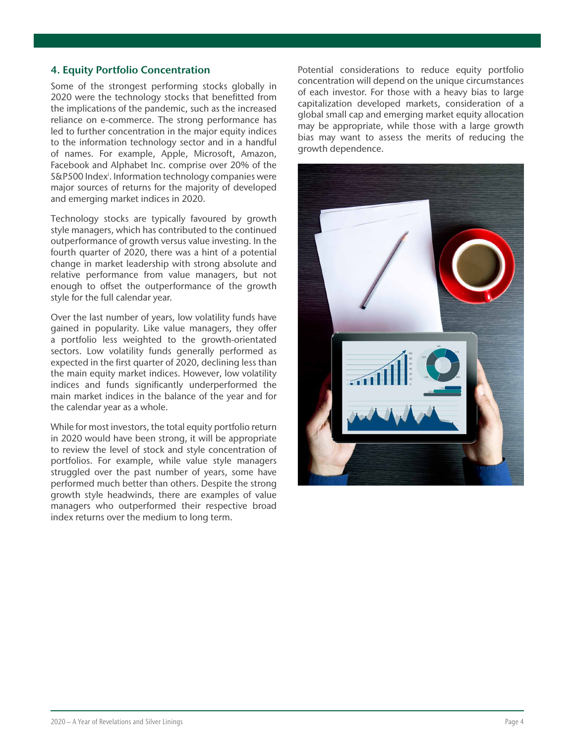## 4. Equity Portfolio Concentration

Some of the strongest performing stocks globally in 2020 were the technology stocks that benefitted from the implications of the pandemic, such as the increased reliance on e-commerce. The strong performance has led to further concentration in the major equity indices to the information technology sector and in a handful of names. For example, Apple, Microsoft, Amazon, Facebook and Alphabet Inc. comprise over 20% of the S&P500 Index[i]. Information technology companies were major sources of returns for the majority of developed and emerging market indices in 2020.

Technology stocks are typically favoured by growth style managers, which has contributed to the continued outperformance of growth versus value investing. In the fourth quarter of 2020, there was a hint of a potential change in market leadership with strong absolute and relative performance from value managers, but not enough to offset the outperformance of the growth style for the full calendar year.

Over the last number of years, low volatility funds have gained in popularity. Like value managers, they offer a portfolio less weighted to the growth-orientated sectors. Low volatility funds generally performed as expected in the first quarter of 2020, declining less than the main equity market indices. However, low volatility indices and funds significantly underperformed the main market indices in the balance of the year and for the calendar year as a whole.

While for most investors, the total equity portfolio return in 2020 would have been strong, it will be appropriate to review the level of stock and style concentration of portfolios. For example, while value style managers struggled over the past number of years, some have performed much better than others. Despite the strong growth style headwinds, there are examples of value managers who outperformed their respective broad index returns over the medium to long term.

Potential considerations to reduce equity portfolio concentration will depend on the unique circumstances of each investor. For those with a heavy bias to large capitalization developed markets, consideration of a global small cap and emerging market equity allocation may be appropriate, while those with a large growth bias may want to assess the merits of reducing the growth dependence.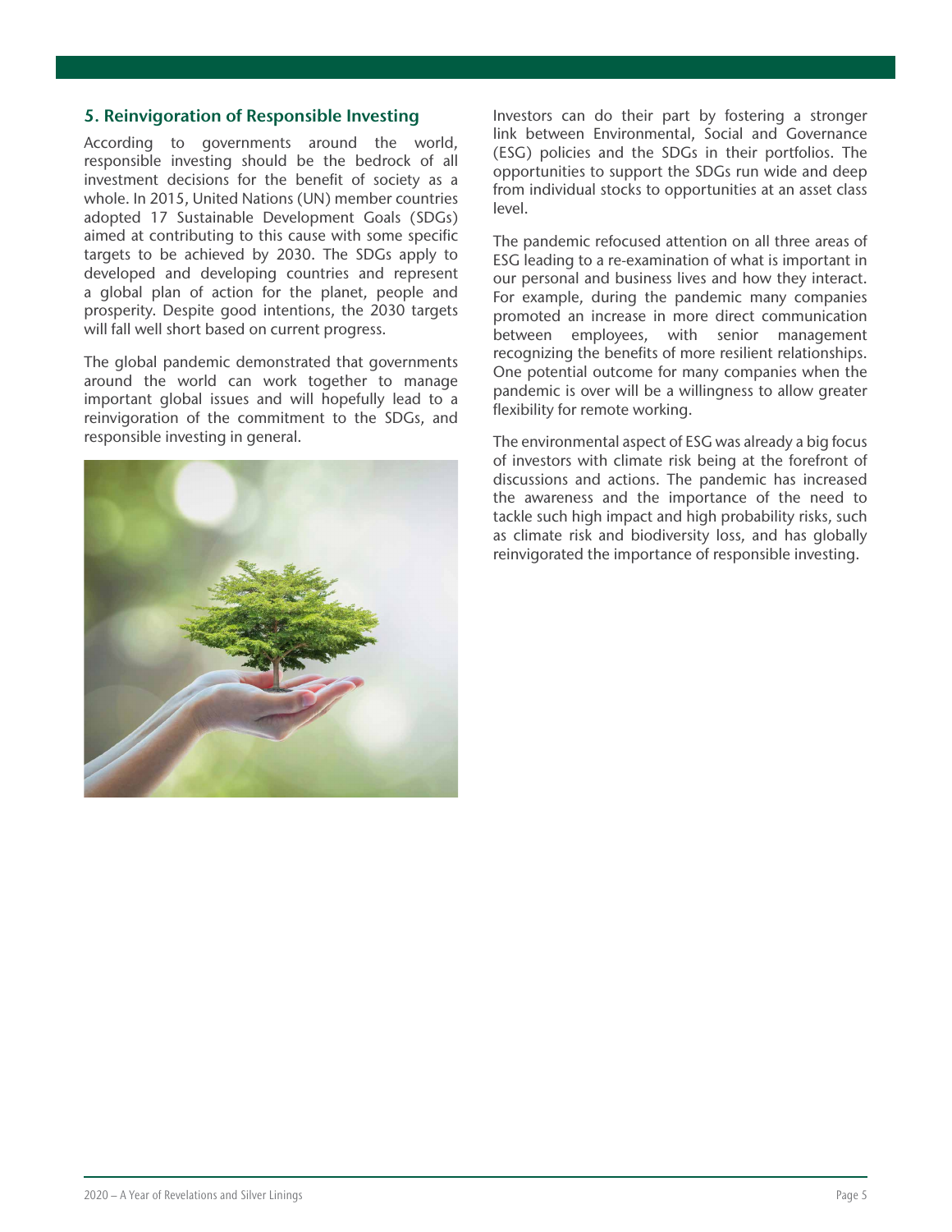## 5. Reinvigoration of Responsible Investing

According to governments around the world, responsible investing should be the bedrock of all investment decisions for the benefit of society as a whole. In 2015, United Nations (UN) member countries adopted 17 Sustainable Development Goals (SDGs) aimed at contributing to this cause with some specific targets to be achieved by 2030. The SDGs apply to developed and developing countries and represent a global plan of action for the planet, people and prosperity. Despite good intentions, the 2030 targets will fall well short based on current progress.

The global pandemic demonstrated that governments around the world can work together to manage important global issues and will hopefully lead to a reinvigoration of the commitment to the SDGs, and responsible investing in general.

Investors can do their part by fostering a stronger link between Environmental, Social and Governance (ESG) policies and the SDGs in their portfolios. The opportunities to support the SDGs run wide and deep from individual stocks to opportunities at an asset class level.

The pandemic refocused attention on all three areas of ESG leading to a re-examination of what is important in our personal and business lives and how they interact. For example, during the pandemic many companies promoted an increase in more direct communication between employees, with senior management recognizing the benefits of more resilient relationships. One potential outcome for many companies when the pandemic is over will be a willingness to allow greater flexibility for remote working.

The environmental aspect of ESG was already a big focus of investors with climate risk being at the forefront of discussions and actions. The pandemic has increased the awareness and the importance of the need to tackle such high impact and high probability risks, such as climate risk and biodiversity loss, and has globally reinvigorated the importance of responsible investing.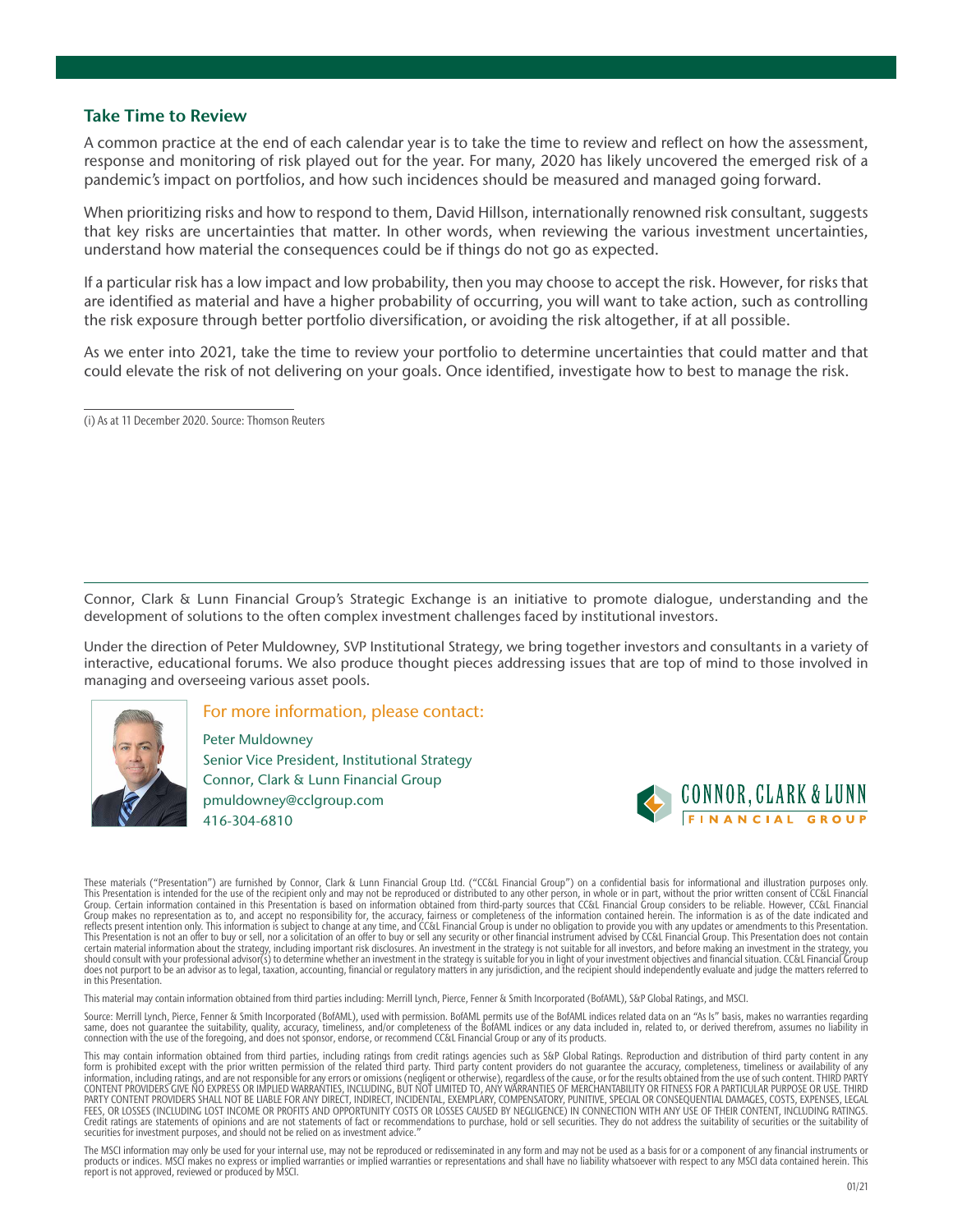## Take Time to Review

A common practice at the end of each calendar year is to take the time to review and reflect on how the assessment, response and monitoring of risk played out for the year. For many, 2020 has likely uncovered the emerged risk of a pandemic's impact on portfolios, and how such incidences should be measured and managed going forward.

When prioritizing risks and how to respond to them, David Hillson, internationally renowned risk consultant, suggests that key risks are uncertainties that matter. In other words, when reviewing the various investment uncertainties, understand how material the consequences could be if things do not go as expected.

If a particular risk has a low impact and low probability, then you may choose to accept the risk. However, for risks that are identified as material and have a higher probability of occurring, you will want to take action, such as controlling the risk exposure through better portfolio diversification, or avoiding the risk altogether, if at all possible.

As we enter into 2021, take the time to review your portfolio to determine uncertainties that could matter and that could elevate the risk of not delivering on your goals. Once identified, investigate how to best to manage the risk.

---

(i) As at 11 December 2020. Source: Thomson Reuters

---

Connor, Clark & Lunn Financial Group's Strategic Exchange is an initiative to promote dialogue, understanding and the development of solutions to the often complex investment challenges faced by institutional investors.

Under the direction of Peter Muldowney, SVP Institutional Strategy, we bring together investors and consultants in a variety of interactive, educational forums. We also produce thought pieces addressing issues that are top of mind to those involved in managing and overseeing various asset pools.

For more information, please contact:

Peter Muldowney
Senior Vice President, Institutional Strategy
Connor, Clark & Lunn Financial Group
pmuldowney@cclgroup.com
416-304-6810

CONNOR, CLARK & LUNN
FINANCIAL GROUP

These materials ("Presentation") are furnished by Connor, Clark & Lunn Financial Group Ltd. ("CC&L Financial Group") on a confidential basis for informational and illustration purposes only. This Presentation is intended for the use of the recipient only and may not be reproduced or distributed to any other person, in whole or in part, without the prior written consent of CC&L Financial Group. Certain information contained in this Presentation is based on information obtained from third-party sources that CC&L Financial Group considers to be reliable. However, CC&L Financial Group makes no representation as to, and accept no responsibility for, the accuracy, fairness or completeness of the information contained herein. The information is as of the date indicated and reflects present intention only. This information is subject to change at any time, and CC&L Financial Group is under no obligation to provide you with any updates or amendments to this Presentation. This Presentation is not an offer to buy or sell, nor a solicitation of an offer to buy or sell any security or other financial instrument advised by CC&L Financial Group. This Presentation does not contain certain material information about the strategy, including important risk disclosures. An investment in the strategy is not suitable for all investors, and before making an investment in the strategy, you should consult with your professional advisor(s) to determine whether an investment in the strategy is suitable for you in light of your investment objectives and financial situation. CC&L Financial Group does not purport to be an advisor as to legal, taxation, accounting, financial or regulatory matters in any jurisdiction, and the recipient should independently evaluate and judge the matters referred to in this Presentation.

This material may contain information obtained from third parties including: Merrill Lynch, Pierce, Fenner & Smith Incorporated (BofAML), S&P Global Ratings, and MSCI.

Source: Merrill Lynch, Pierce, Fenner & Smith Incorporated (BofAML), used with permission. BofAML permits use of the BofAML indices related data on an "As Is" basis, makes no warranties regarding same, does not guarantee the suitability, quality, accuracy, timeliness, and/or completeness of the BofAML indices or any data included in, related to, or derived therefrom, assumes no liability in connection with the use of the foregoing, and does not sponsor, endorse, or recommend CC&L Financial Group or any of its products.

This may contain information obtained from third parties, including ratings from credit ratings agencies such as S&P Global Ratings. Reproduction and distribution of third party content in any form is prohibited except with the prior written permission of the related third party. Third party content providers do not guarantee the accuracy, completeness, timeliness or availability of any information, including ratings, and are not responsible for any errors or omissions (negligent or otherwise), regardless of the cause, or for the results obtained from the use of such content. THIRD PARTY CONTENT PROVIDERS GIVE NO EXPRESS OR IMPLIED WARRANTIES, INCLUDING, BUT NOT LIMITED TO, ANY WARRANTIES OF MERCHANTABILITY OR FITNESS FOR A PARTICULAR PURPOSE OR USE. THIRD PARTY CONTENT PROVIDERS SHALL NOT BE LIABLE FOR ANY DIRECT, INDIRECT, INCIDENTAL, EXEMPLARY, COMPENSATORY, PUNITIVE, SPECIAL OR CONSEQUENTIAL DAMAGES, COSTS, EXPENSES, LEGAL FEES, OR LOSSES (INCLUDING LOST INCOME OR PROFITS AND OPPORTUNITY COSTS OR LOSSES CAUSED BY NEGLIGENCE) IN CONNECTION WITH ANY USE OF THEIR CONTENT, INCLUDING RATINGS. Credit ratings are statements of opinions and are not statements of fact or recommendations to purchase, hold or sell securities. They do not address the suitability of securities or the suitability of securities for investment purposes, and should not be relied on as investment advice."

The MSCI information may only be used for your internal use, may not be reproduced or redisseminated in any form and may not be used as a basis for or a component of any financial instruments or products or indices. MSCI makes no express or implied warranties or implied warranties or representations and shall have no liability whatsoever with respect to any MSCI data contained herein. This report is not approved, reviewed or produced by MSCI.

01/21